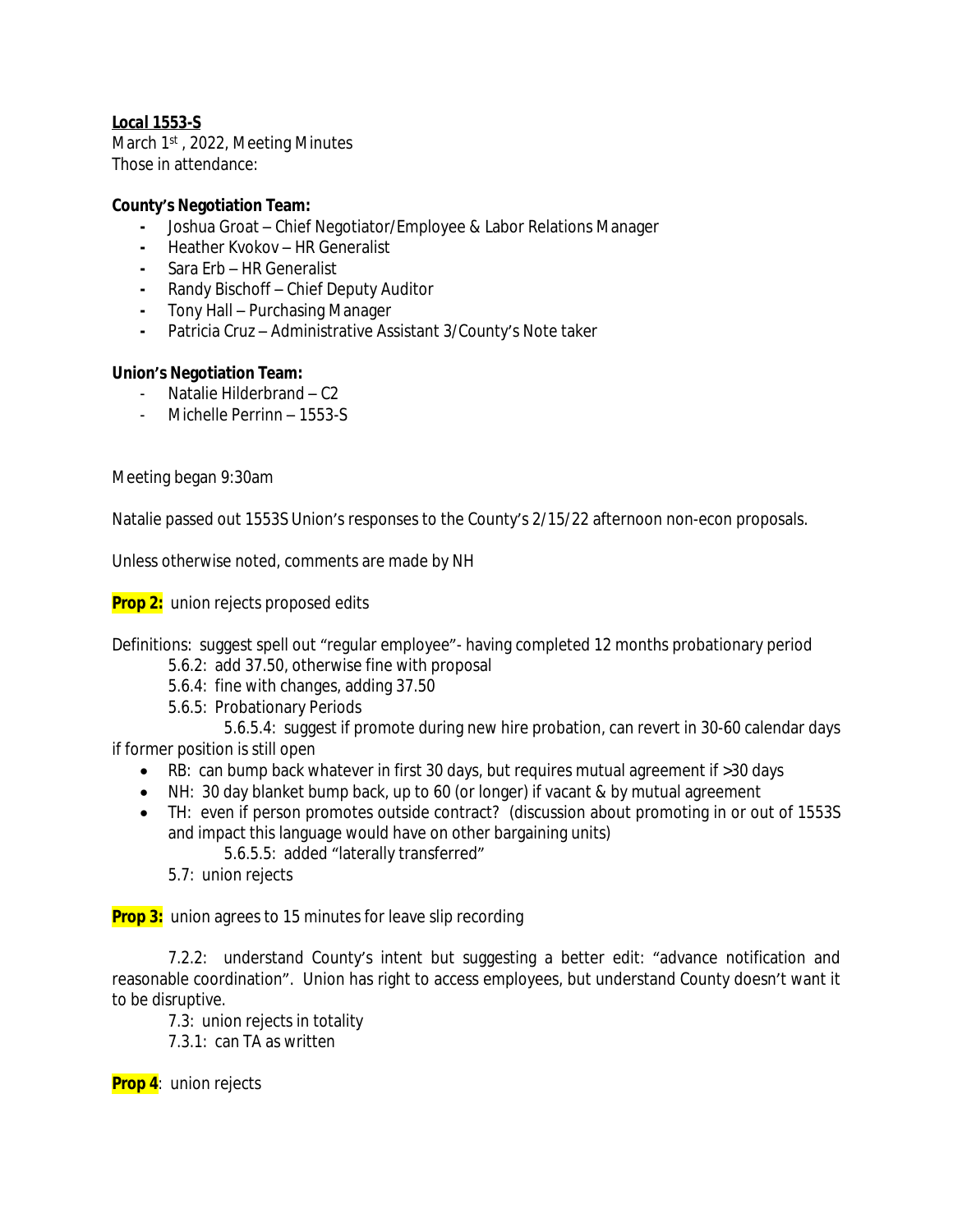**Local 1553-S**

March 1st , 2022, Meeting Minutes

Those in attendance:

**County's Negotiation Team:**

- Joshua Groat – Chief Negotiator/Employee & Labor Relations Manager
- Heather Kvokov – HR Generalist
- Sara Erb – HR Generalist
- Randy Bischoff – Chief Deputy Auditor
- Tony Hall – Purchasing Manager
- Patricia Cruz – Administrative Assistant 3/County's Note taker

**Union's Negotiation Team:**

- Natalie Hilderbrand – C2
- Michelle Perrinn – 1553-S

Meeting began 9:30am

Natalie passed out 1553S Union's responses to the County's 2/15/22 afternoon non-econ proposals.

Unless otherwise noted, comments are made by NH

**Prop 2:** union rejects proposed edits

Definitions: suggest spell out "regular employee"- having completed 12 months probationary period

5.6.2: add 37.50, otherwise fine with proposal

5.6.4: fine with changes, adding 37.50

5.6.5: Probationary Periods

5.6.5.4: suggest if promote during new hire probation, can revert in 30-60 calendar days if former position is still open

- RB: can bump back whatever in first 30 days, but requires mutual agreement if >30 days
- NH: 30 day blanket bump back, up to 60 (or longer) if vacant & by mutual agreement
- TH: even if person promotes outside contract? (discussion about promoting in or out of 1553S and impact this language would have on other bargaining units)

5.6.5.5: added "laterally transferred"

5.7: union rejects

**Prop 3:** union agrees to 15 minutes for leave slip recording

7.2.2: understand County's intent but suggesting a better edit: "advance notification and reasonable coordination". Union has right to access employees, but understand County doesn't want it to be disruptive.

7.3: union rejects in totality

7.3.1: can TA as written

**Prop 4**: union rejects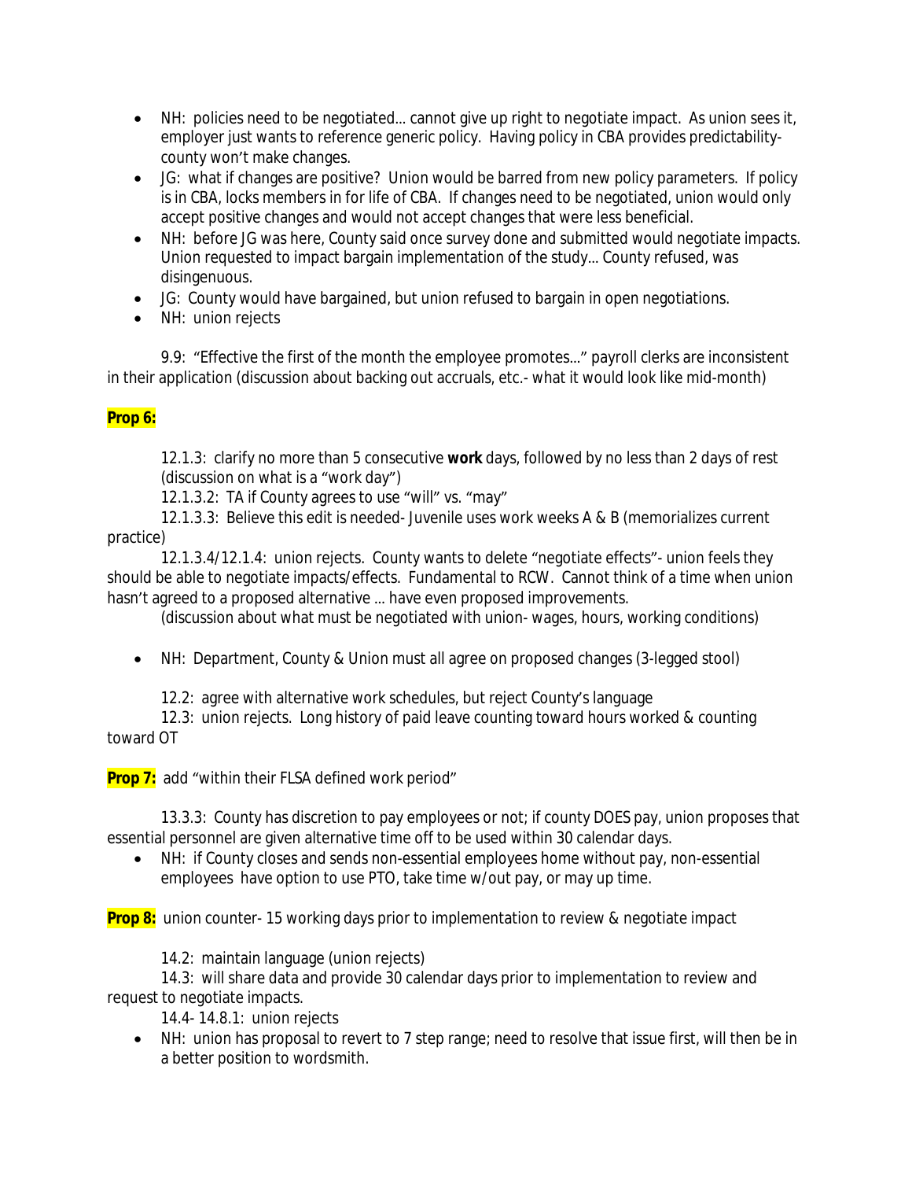- NH: policies need to be negotiated… cannot give up right to negotiate impact. As union sees it, employer just wants to reference generic policy. Having policy in CBA provides predictability- county won't make changes.
- JG: what if changes are positive? Union would be barred from new policy parameters. If policy is in CBA, locks members in for life of CBA. If changes need to be negotiated, union would only accept positive changes and would not accept changes that were less beneficial.
- NH: before JG was here, County said once survey done and submitted would negotiate impacts. Union requested to impact bargain implementation of the study… County refused, was disingenuous.
- JG: County would have bargained, but union refused to bargain in open negotiations.
- NH: union rejects

9.9: "Effective the first of the month the employee promotes…" payroll clerks are inconsistent in their application (discussion about backing out accruals, etc.- what it would look like mid-month)

**Prop 6:**

12.1.3: clarify no more than 5 consecutive **work** days, followed by no less than 2 days of rest (discussion on what is a "work day")

12.1.3.2: TA if County agrees to use "will" vs. "may"

12.1.3.3: Believe this edit is needed- Juvenile uses work weeks A & B (memorializes current practice)

12.1.3.4/12.1.4: union rejects. County wants to delete "negotiate effects"- union feels they should be able to negotiate impacts/effects. Fundamental to RCW. Cannot think of a time when union hasn't agreed to a proposed alternative … have even proposed improvements.

(discussion about what must be negotiated with union- wages, hours, working conditions)

- NH: Department, County & Union must all agree on proposed changes (3-legged stool)

12.2: agree with alternative work schedules, but reject County's language

12.3: union rejects. Long history of paid leave counting toward hours worked & counting toward OT

**Prop 7:** add "within their FLSA defined work period"

13.3.3: County has discretion to pay employees or not; if county DOES pay, union proposes that essential personnel are given alternative time off to be used within 30 calendar days.

- NH: if County closes and sends non-essential employees home without pay, non-essential employees have option to use PTO, take time w/out pay, or may up time.

**Prop 8:** union counter- 15 working days prior to implementation to review & negotiate impact

14.2: maintain language (union rejects)

14.3: will share data and provide 30 calendar days prior to implementation to review and request to negotiate impacts.

14.4- 14.8.1: union rejects

- NH: union has proposal to revert to 7 step range; need to resolve that issue first, will then be in a better position to wordsmith.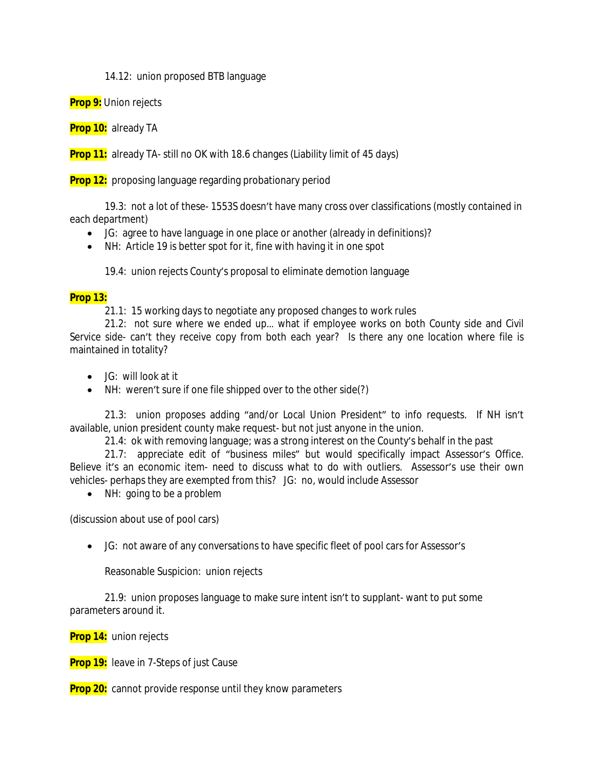14.12: union proposed BTB language

**Prop 9:** Union rejects

**Prop 10:** already TA

**Prop 11:** already TA- still no OK with 18.6 changes (Liability limit of 45 days)

**Prop 12:** proposing language regarding probationary period

19.3: not a lot of these- 1553S doesn't have many cross over classifications (mostly contained in each department)

- JG: agree to have language in one place or another (already in definitions)?
- NH: Article 19 is better spot for it, fine with having it in one spot

19.4: union rejects County's proposal to eliminate demotion language

**Prop 13:**

21.1: 15 working days to negotiate any proposed changes to work rules

21.2: not sure where we ended up… what if employee works on both County side and Civil Service side- can't they receive copy from both each year? Is there any one location where file is maintained in totality?

- JG: will look at it
- NH: weren't sure if one file shipped over to the other side(?)

21.3: union proposes adding "and/or Local Union President" to info requests. If NH isn't available, union president county make request- but not just anyone in the union.

21.4: ok with removing language; was a strong interest on the County's behalf in the past

21.7: appreciate edit of "business miles" but would specifically impact Assessor's Office. Believe it's an economic item- need to discuss what to do with outliers. Assessor's use their own vehicles- perhaps they are exempted from this? JG: no, would include Assessor

- NH: going to be a problem

(discussion about use of pool cars)

- JG: not aware of any conversations to have specific fleet of pool cars for Assessor's

Reasonable Suspicion: union rejects

21.9: union proposes language to make sure intent isn't to supplant- want to put some parameters around it.

**Prop 14:** union rejects

**Prop 19:** leave in 7-Steps of just Cause

**Prop 20:** cannot provide response until they know parameters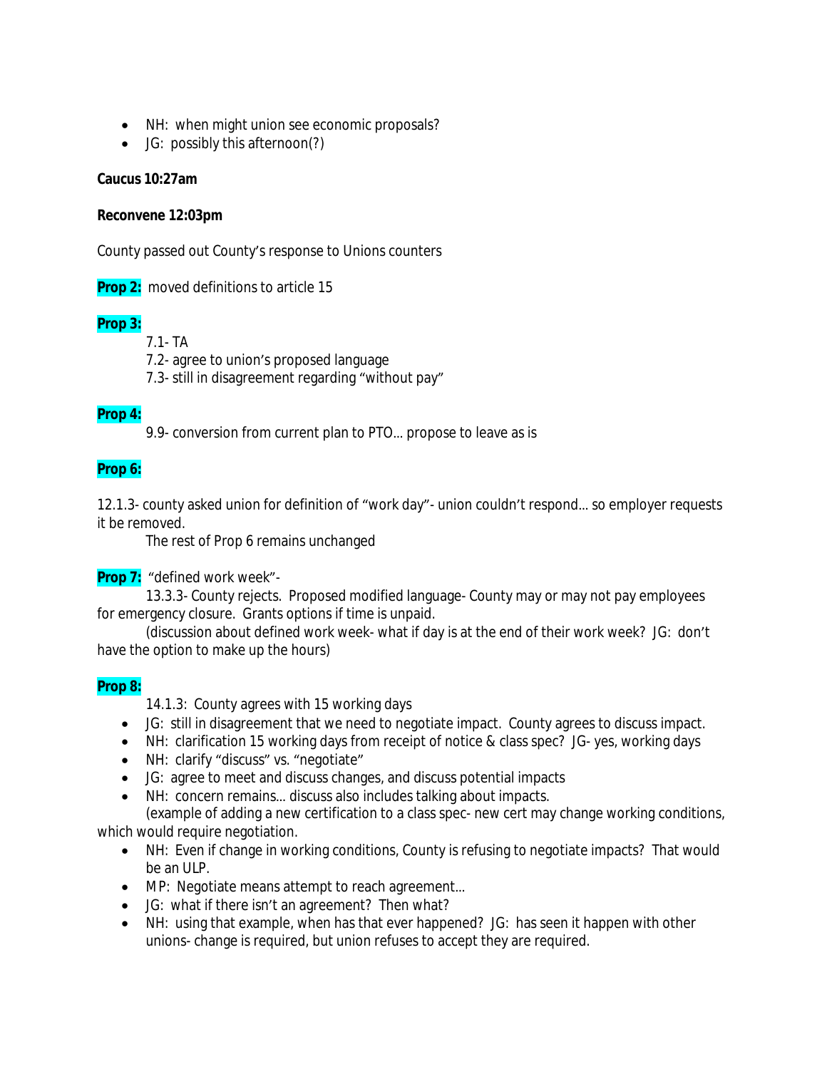- NH: when might union see economic proposals?
- JG: possibly this afternoon(?)

**Caucus 10:27am**

**Reconvene 12:03pm**

County passed out County's response to Unions counters

**Prop 2:** moved definitions to article 15

**Prop 3:**

7.1- TA

7.2- agree to union's proposed language

7.3- still in disagreement regarding "without pay"

**Prop 4:**

9.9- conversion from current plan to PTO… propose to leave as is

**Prop 6:**

12.1.3- county asked union for definition of "work day"- union couldn't respond… so employer requests it be removed.

The rest of Prop 6 remains unchanged

**Prop 7:** "defined work week"-

13.3.3- County rejects. Proposed modified language- County may or may not pay employees for emergency closure. Grants options if time is unpaid.

(discussion about defined work week- what if day is at the end of their work week? JG: don't have the option to make up the hours)

**Prop 8:**

14.1.3: County agrees with 15 working days

- JG: still in disagreement that we need to negotiate impact. County agrees to discuss impact.
- NH: clarification 15 working days from receipt of notice & class spec? JG- yes, working days
- NH: clarify "discuss" vs. "negotiate"
- JG: agree to meet and discuss changes, and discuss potential impacts
- NH: concern remains… discuss also includes talking about impacts.

(example of adding a new certification to a class spec- new cert may change working conditions, which would require negotiation.

- NH: Even if change in working conditions, County is refusing to negotiate impacts? That would be an ULP.
- MP: Negotiate means attempt to reach agreement…
- JG: what if there isn't an agreement? Then what?
- NH: using that example, when has that ever happened? JG: has seen it happen with other unions- change is required, but union refuses to accept they are required.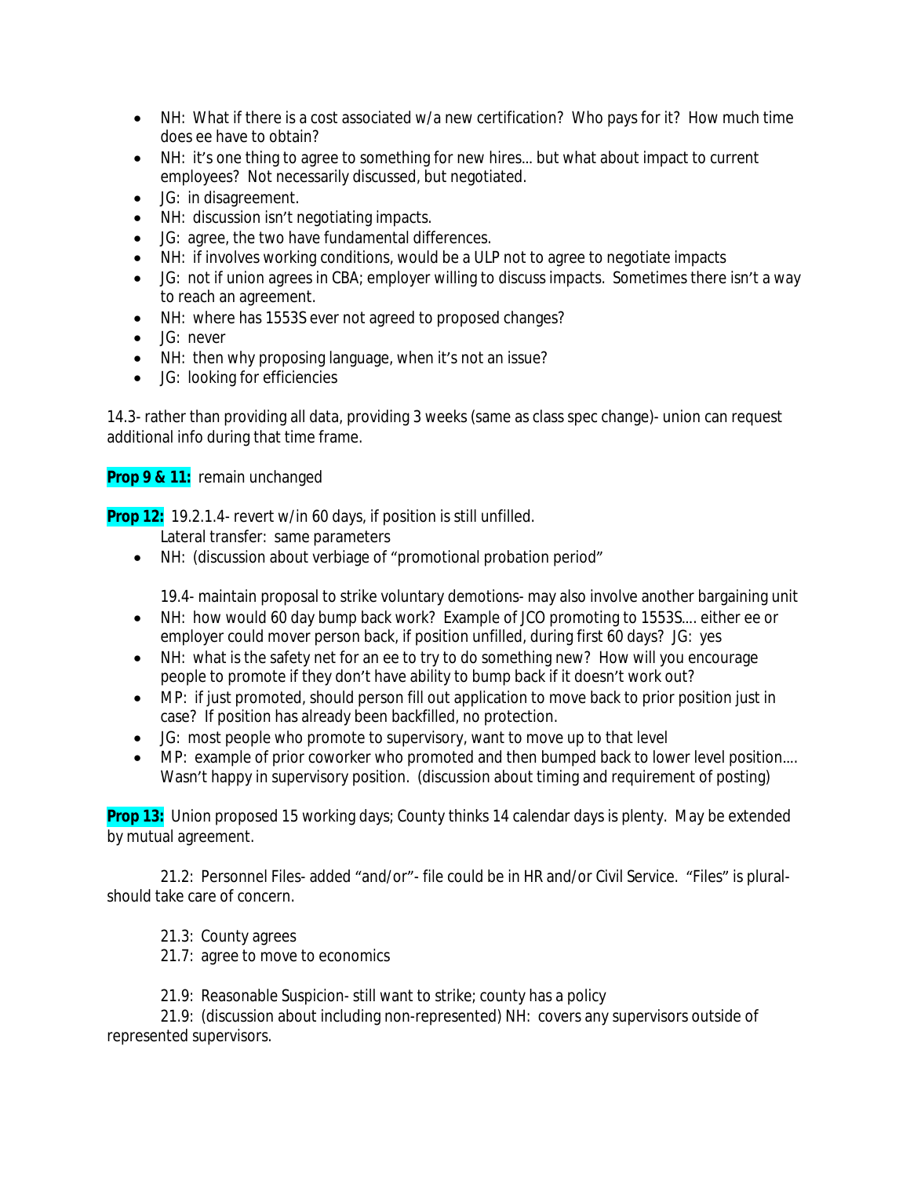- NH: What if there is a cost associated w/a new certification? Who pays for it? How much time does ee have to obtain?
- NH: it's one thing to agree to something for new hires… but what about impact to current employees? Not necessarily discussed, but negotiated.
- JG: in disagreement.
- NH: discussion isn't negotiating impacts.
- JG: agree, the two have fundamental differences.
- NH: if involves working conditions, would be a ULP not to agree to negotiate impacts
- JG: not if union agrees in CBA; employer willing to discuss impacts. Sometimes there isn't a way to reach an agreement.
- NH: where has 1553S ever not agreed to proposed changes?
- JG: never
- NH: then why proposing language, when it's not an issue?
- JG: looking for efficiencies

14.3- rather than providing all data, providing 3 weeks (same as class spec change)- union can request additional info during that time frame.

**Prop 9 & 11:** remain unchanged

**Prop 12:** 19.2.1.4- revert w/in 60 days, if position is still unfilled.

Lateral transfer: same parameters

- NH: (discussion about verbiage of "promotional probation period"

19.4- maintain proposal to strike voluntary demotions- may also involve another bargaining unit

- NH: how would 60 day bump back work? Example of JCO promoting to 1553S…. either ee or employer could mover person back, if position unfilled, during first 60 days? JG: yes
- NH: what is the safety net for an ee to try to do something new? How will you encourage people to promote if they don't have ability to bump back if it doesn't work out?
- MP: if just promoted, should person fill out application to move back to prior position just in case? If position has already been backfilled, no protection.
- JG: most people who promote to supervisory, want to move up to that level
- MP: example of prior coworker who promoted and then bumped back to lower level position…. Wasn't happy in supervisory position. (discussion about timing and requirement of posting)

**Prop 13:** Union proposed 15 working days; County thinks 14 calendar days is plenty. May be extended by mutual agreement.

21.2: Personnel Files- added "and/or"- file could be in HR and/or Civil Service. "Files" is plural- should take care of concern.

21.3: County agrees

21.7: agree to move to economics

21.9: Reasonable Suspicion- still want to strike; county has a policy

21.9: (discussion about including non-represented) NH: covers any supervisors outside of represented supervisors.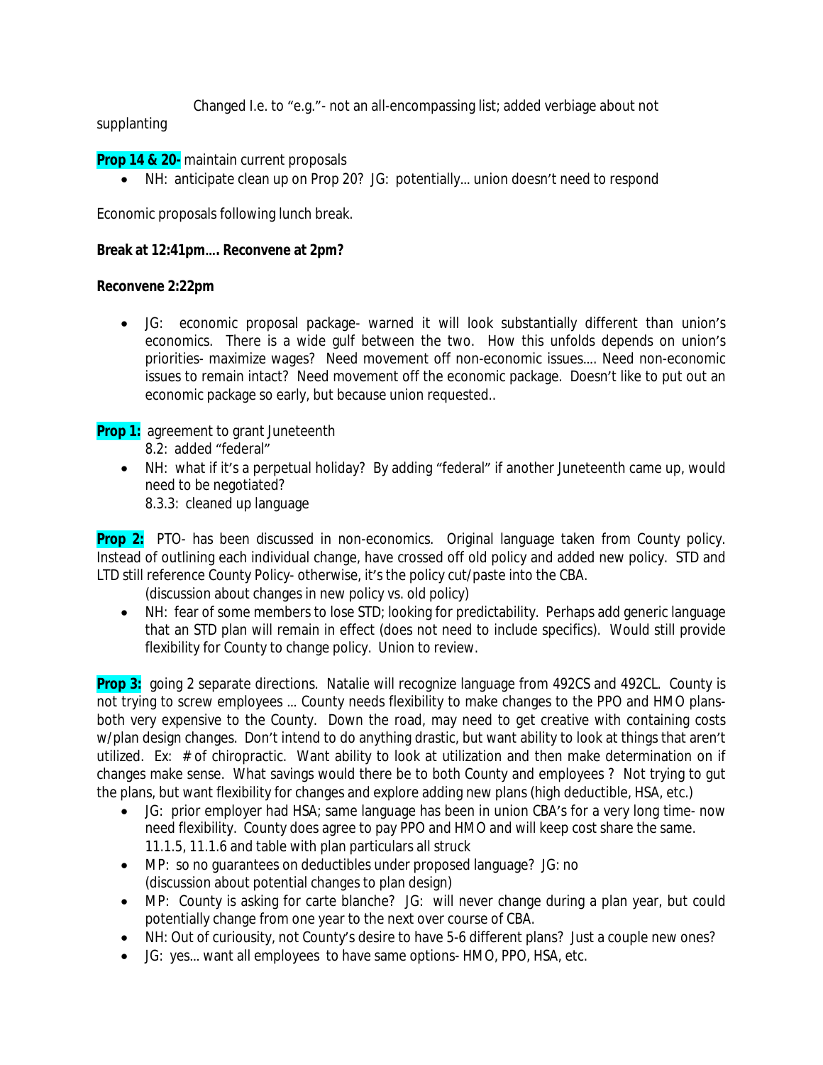Changed I.e. to "e.g."- not an all-encompassing list; added verbiage about not supplanting

**Prop 14 & 20-** maintain current proposals

- NH: anticipate clean up on Prop 20? JG: potentially… union doesn't need to respond

Economic proposals following lunch break.

**Break at 12:41pm…. Reconvene at 2pm?**

**Reconvene 2:22pm**

- JG: economic proposal package- warned it will look substantially different than union's economics. There is a wide gulf between the two. How this unfolds depends on union's priorities- maximize wages? Need movement off non-economic issues…. Need non-economic issues to remain intact? Need movement off the economic package. Doesn't like to put out an economic package so early, but because union requested..

**Prop 1:** agreement to grant Juneteenth

8.2: added "federal"

- NH: what if it's a perpetual holiday? By adding "federal" if another Juneteenth came up, would need to be negotiated?

  8.3.3: cleaned up language

**Prop 2:** PTO- has been discussed in non-economics. Original language taken from County policy. Instead of outlining each individual change, have crossed off old policy and added new policy. STD and LTD still reference County Policy- otherwise, it's the policy cut/paste into the CBA.

(discussion about changes in new policy vs. old policy)

- NH: fear of some members to lose STD; looking for predictability. Perhaps add generic language that an STD plan will remain in effect (does not need to include specifics). Would still provide flexibility for County to change policy. Union to review.

**Prop 3:** going 2 separate directions. Natalie will recognize language from 492CS and 492CL. County is not trying to screw employees … County needs flexibility to make changes to the PPO and HMO plans- both very expensive to the County. Down the road, may need to get creative with containing costs w/plan design changes. Don't intend to do anything drastic, but want ability to look at things that aren't utilized. Ex: # of chiropractic. Want ability to look at utilization and then make determination on if changes make sense. What savings would there be to both County and employees ? Not trying to gut the plans, but want flexibility for changes and explore adding new plans (high deductible, HSA, etc.)

- JG: prior employer had HSA; same language has been in union CBA's for a very long time- now need flexibility. County does agree to pay PPO and HMO and will keep cost share the same.

  11.1.5, 11.1.6 and table with plan particulars all struck
- MP: so no guarantees on deductibles under proposed language? JG: no

  (discussion about potential changes to plan design)
- MP: County is asking for carte blanche? JG: will never change during a plan year, but could potentially change from one year to the next over course of CBA.
- NH: Out of curiousity, not County's desire to have 5-6 different plans? Just a couple new ones?
- JG: yes… want all employees to have same options- HMO, PPO, HSA, etc.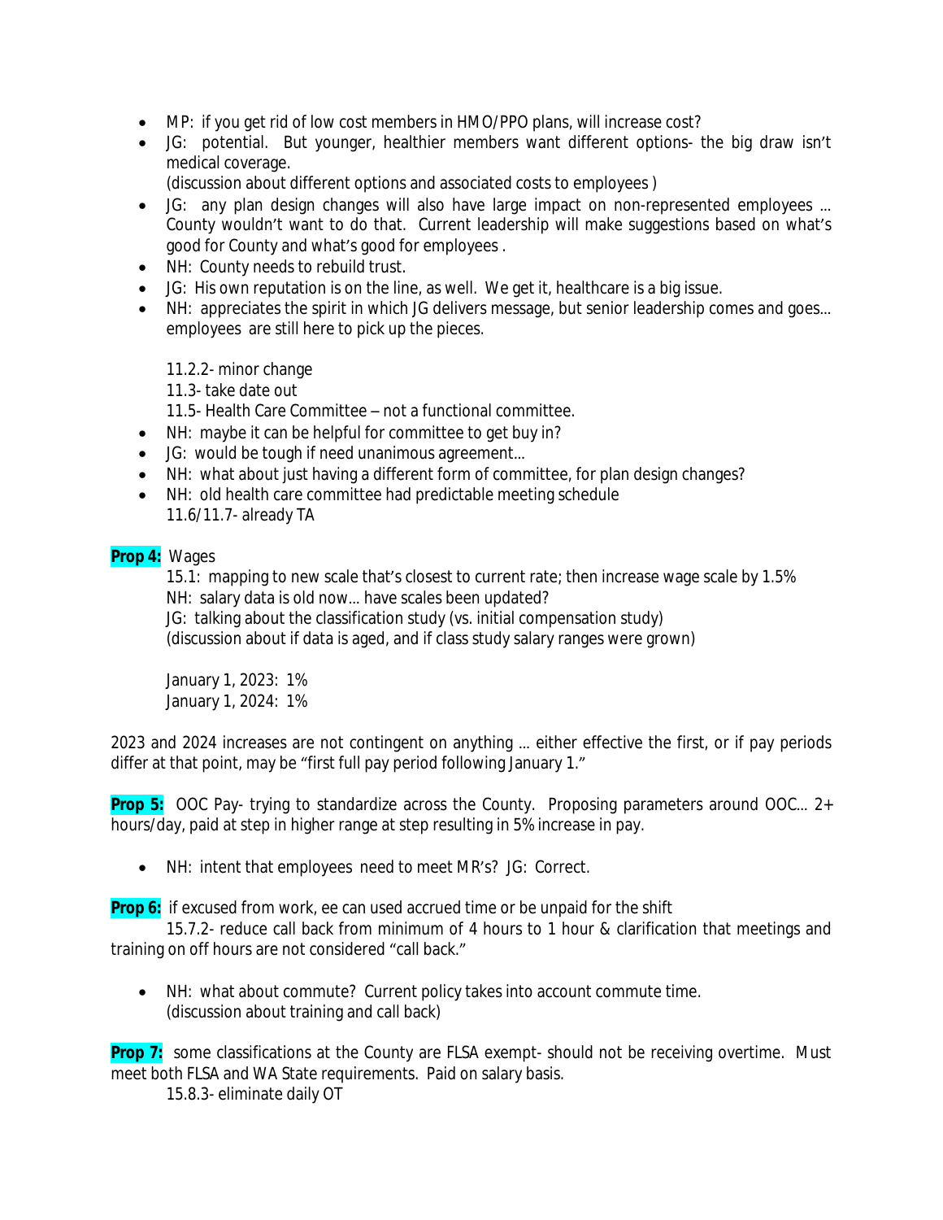- MP: if you get rid of low cost members in HMO/PPO plans, will increase cost?
- JG: potential. But younger, healthier members want different options- the big draw isn't medical coverage.
  (discussion about different options and associated costs to employees )
- JG: any plan design changes will also have large impact on non-represented employees … County wouldn't want to do that. Current leadership will make suggestions based on what's good for County and what's good for employees .
- NH: County needs to rebuild trust.
- JG: His own reputation is on the line, as well. We get it, healthcare is a big issue.
- NH: appreciates the spirit in which JG delivers message, but senior leadership comes and goes… employees are still here to pick up the pieces.

  11.2.2- minor change
  11.3- take date out
  11.5- Health Care Committee – not a functional committee.
- NH: maybe it can be helpful for committee to get buy in?
- JG: would be tough if need unanimous agreement…
- NH: what about just having a different form of committee, for plan design changes?
- NH: old health care committee had predictable meeting schedule
  11.6/11.7- already TA

**Prop 4:** Wages

15.1: mapping to new scale that's closest to current rate; then increase wage scale by 1.5%
NH: salary data is old now… have scales been updated?
JG: talking about the classification study (vs. initial compensation study)
(discussion about if data is aged, and if class study salary ranges were grown)

January 1, 2023: 1%
January 1, 2024: 1%

2023 and 2024 increases are not contingent on anything … either effective the first, or if pay periods differ at that point, may be "first full pay period following January 1."

**Prop 5:** OOC Pay- trying to standardize across the County. Proposing parameters around OOC… 2+ hours/day, paid at step in higher range at step resulting in 5% increase in pay.

- NH: intent that employees need to meet MR's? JG: Correct.

**Prop 6:** if excused from work, ee can used accrued time or be unpaid for the shift

15.7.2- reduce call back from minimum of 4 hours to 1 hour & clarification that meetings and training on off hours are not considered "call back."

- NH: what about commute? Current policy takes into account commute time.
  (discussion about training and call back)

**Prop 7:** some classifications at the County are FLSA exempt- should not be receiving overtime. Must meet both FLSA and WA State requirements. Paid on salary basis.

15.8.3- eliminate daily OT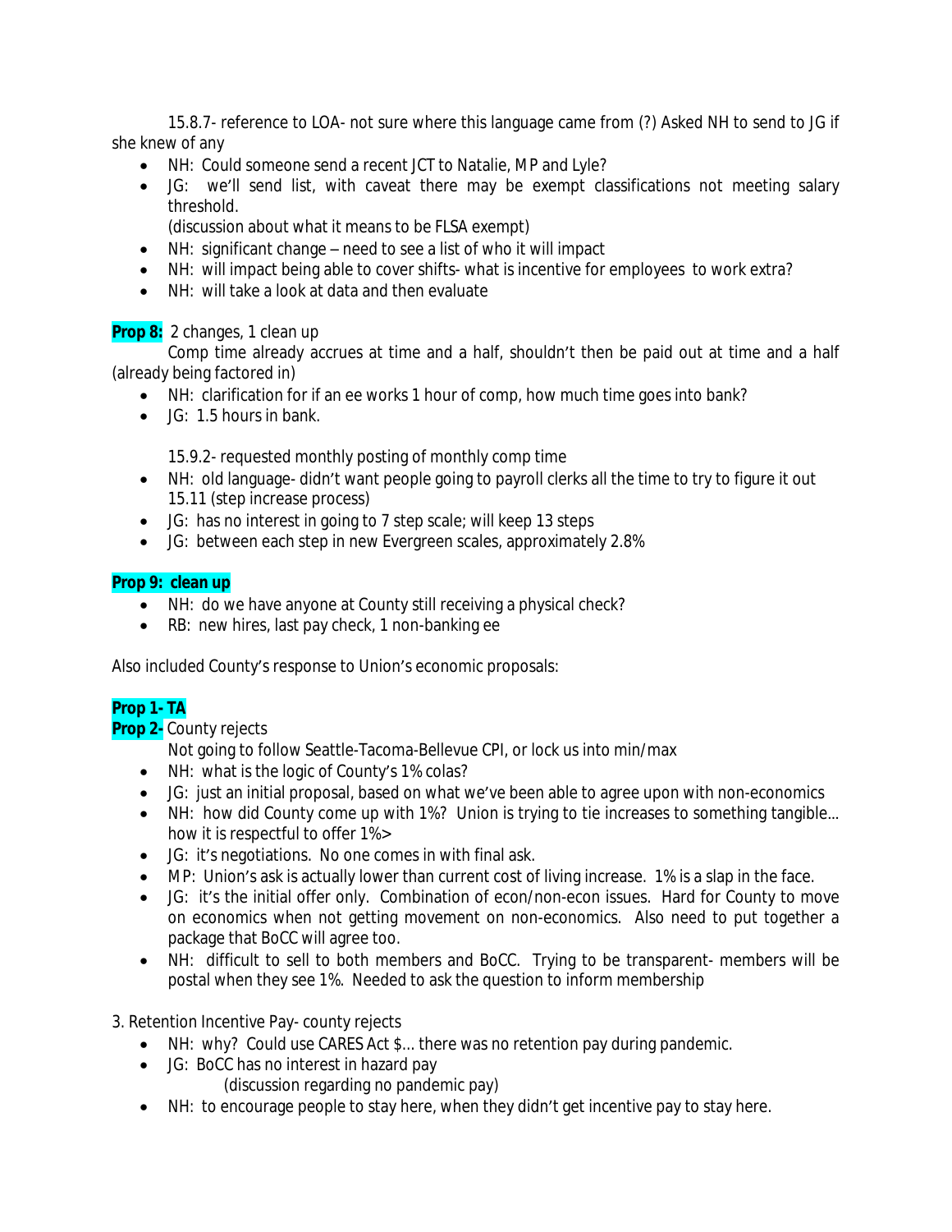15.8.7- reference to LOA- not sure where this language came from (?) Asked NH to send to JG if she knew of any

- NH: Could someone send a recent JCT to Natalie, MP and Lyle?
- JG: we'll send list, with caveat there may be exempt classifications not meeting salary threshold.
  (discussion about what it means to be FLSA exempt)
- NH: significant change – need to see a list of who it will impact
- NH: will impact being able to cover shifts- what is incentive for employees to work extra?
- NH: will take a look at data and then evaluate

**Prop 8:** 2 changes, 1 clean up

Comp time already accrues at time and a half, shouldn't then be paid out at time and a half (already being factored in)

- NH: clarification for if an ee works 1 hour of comp, how much time goes into bank?
- JG: 1.5 hours in bank.

  15.9.2- requested monthly posting of monthly comp time
- NH: old language- didn't want people going to payroll clerks all the time to try to figure it out
  15.11 (step increase process)
- JG: has no interest in going to 7 step scale; will keep 13 steps
- JG: between each step in new Evergreen scales, approximately 2.8%

**Prop 9: clean up**

- NH: do we have anyone at County still receiving a physical check?
- RB: new hires, last pay check, 1 non-banking ee

Also included County's response to Union's economic proposals:

**Prop 1- TA**

**Prop 2-** County rejects

Not going to follow Seattle-Tacoma-Bellevue CPI, or lock us into min/max

- NH: what is the logic of County's 1% colas?
- JG: just an initial proposal, based on what we've been able to agree upon with non-economics
- NH: how did County come up with 1%? Union is trying to tie increases to something tangible… how it is respectful to offer 1%>
- JG: it's negotiations. No one comes in with final ask.
- MP: Union's ask is actually lower than current cost of living increase. 1% is a slap in the face.
- JG: it's the initial offer only. Combination of econ/non-econ issues. Hard for County to move on economics when not getting movement on non-economics. Also need to put together a package that BoCC will agree too.
- NH: difficult to sell to both members and BoCC. Trying to be transparent- members will be postal when they see 1%. Needed to ask the question to inform membership

3. Retention Incentive Pay- county rejects

- NH: why? Could use CARES Act $… there was no retention pay during pandemic.
- JG: BoCC has no interest in hazard pay
  (discussion regarding no pandemic pay)
- NH: to encourage people to stay here, when they didn't get incentive pay to stay here.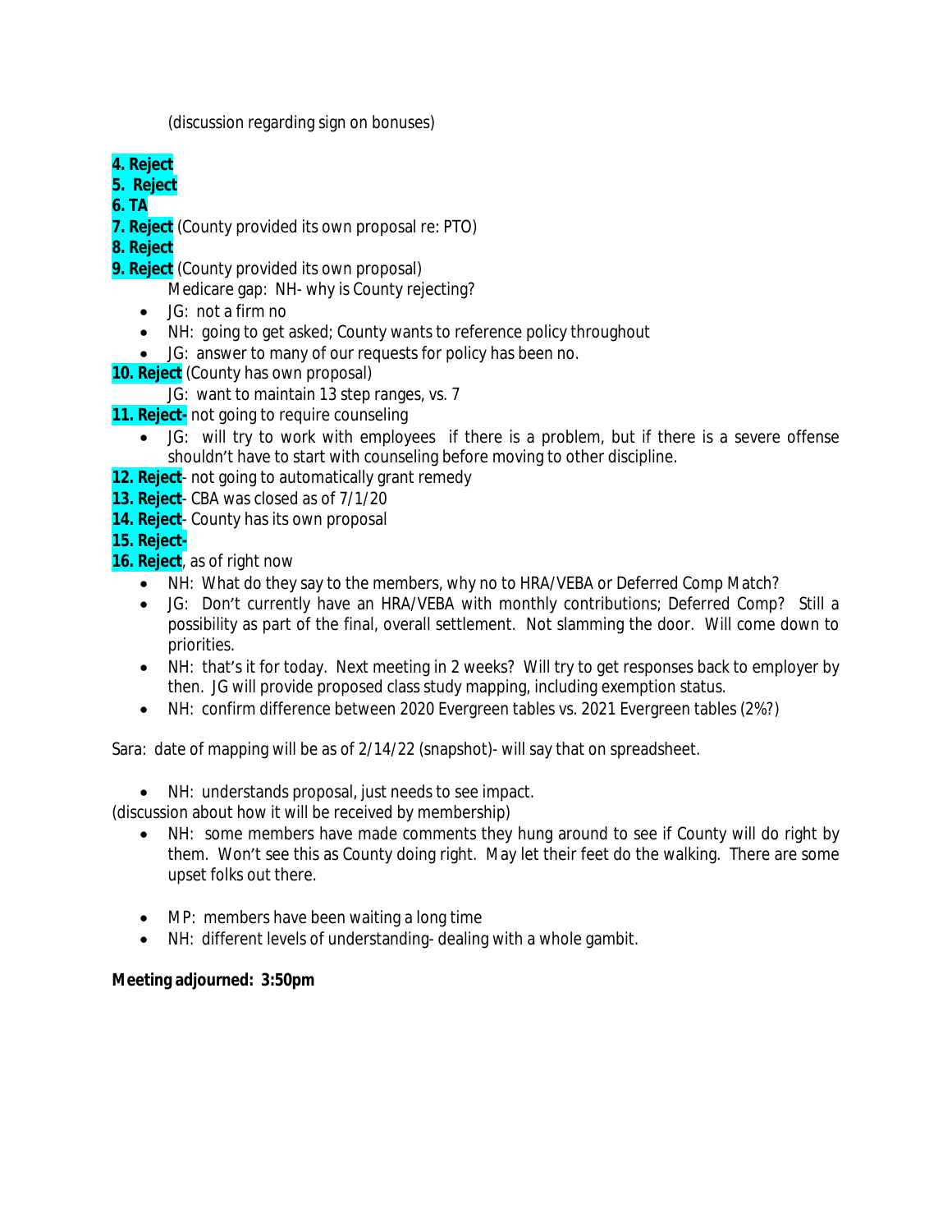(discussion regarding sign on bonuses)

**4. Reject**
**5. Reject**
**6. TA**
**7. Reject** (County provided its own proposal re: PTO)
**8. Reject**
**9. Reject** (County provided its own proposal)

Medicare gap: NH- why is County rejecting?

- JG: not a firm no
- NH: going to get asked; County wants to reference policy throughout
- JG: answer to many of our requests for policy has been no.

**10. Reject** (County has own proposal)

JG: want to maintain 13 step ranges, vs. 7

**11. Reject-** not going to require counseling

- JG: will try to work with employees if there is a problem, but if there is a severe offense shouldn't have to start with counseling before moving to other discipline.

**12. Reject**- not going to automatically grant remedy
**13. Reject**- CBA was closed as of 7/1/20
**14. Reject**- County has its own proposal
**15. Reject-**
**16. Reject**, as of right now

- NH: What do they say to the members, why no to HRA/VEBA or Deferred Comp Match?
- JG: Don't currently have an HRA/VEBA with monthly contributions; Deferred Comp? Still a possibility as part of the final, overall settlement. Not slamming the door. Will come down to priorities.
- NH: that's it for today. Next meeting in 2 weeks? Will try to get responses back to employer by then. JG will provide proposed class study mapping, including exemption status.
- NH: confirm difference between 2020 Evergreen tables vs. 2021 Evergreen tables (2%?)

Sara: date of mapping will be as of 2/14/22 (snapshot)- will say that on spreadsheet.

- NH: understands proposal, just needs to see impact.

(discussion about how it will be received by membership)

- NH: some members have made comments they hung around to see if County will do right by them. Won't see this as County doing right. May let their feet do the walking. There are some upset folks out there.

- MP: members have been waiting a long time
- NH: different levels of understanding- dealing with a whole gambit.

**Meeting adjourned: 3:50pm**